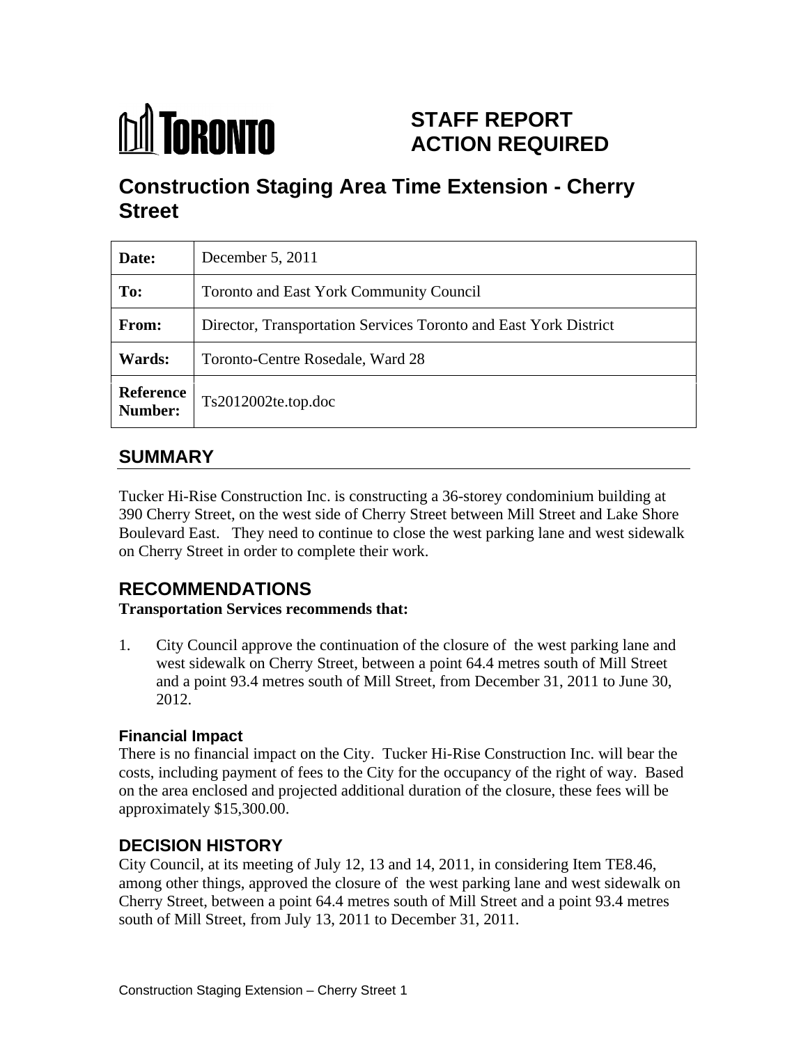TORONTO

# STAFF REPORT ACTION REQUIRED

# Construction Staging Area Time Extension - Cherry Street

| | |
|---|---|
| **Date:** | December 5, 2011 |
| **To:** | Toronto and East York Community Council |
| **From:** | Director, Transportation Services Toronto and East York District |
| **Wards:** | Toronto-Centre Rosedale, Ward 28 |
| **Reference Number:** | Ts2012002te.top.doc |

## SUMMARY

Tucker Hi-Rise Construction Inc. is constructing a 36-storey condominium building at 390 Cherry Street, on the west side of Cherry Street between Mill Street and Lake Shore Boulevard East. They need to continue to close the west parking lane and west sidewalk on Cherry Street in order to complete their work.

## RECOMMENDATIONS

**Transportation Services recommends that:**

1. City Council approve the continuation of the closure of the west parking lane and west sidewalk on Cherry Street, between a point 64.4 metres south of Mill Street and a point 93.4 metres south of Mill Street, from December 31, 2011 to June 30, 2012.

### Financial Impact

There is no financial impact on the City. Tucker Hi-Rise Construction Inc. will bear the costs, including payment of fees to the City for the occupancy of the right of way. Based on the area enclosed and projected additional duration of the closure, these fees will be approximately $15,300.00.

## DECISION HISTORY

City Council, at its meeting of July 12, 13 and 14, 2011, in considering Item TE8.46, among other things, approved the closure of the west parking lane and west sidewalk on Cherry Street, between a point 64.4 metres south of Mill Street and a point 93.4 metres south of Mill Street, from July 13, 2011 to December 31, 2011.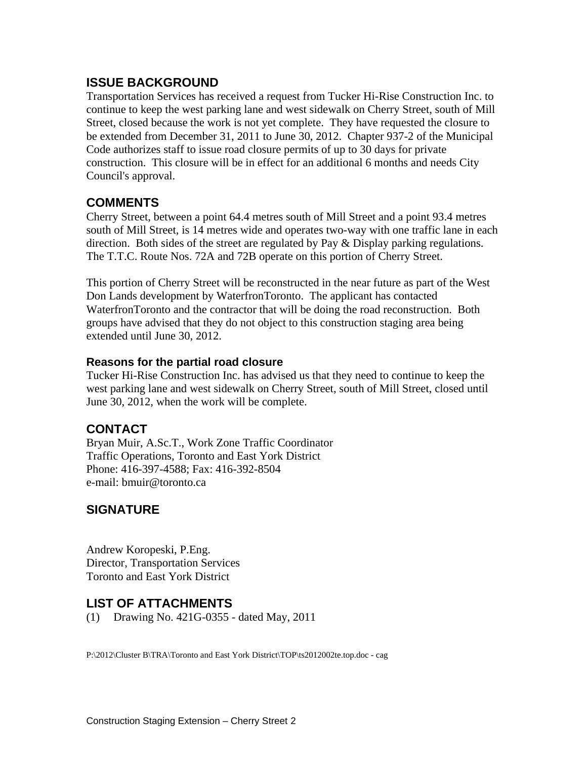## ISSUE BACKGROUND

Transportation Services has received a request from Tucker Hi-Rise Construction Inc. to continue to keep the west parking lane and west sidewalk on Cherry Street, south of Mill Street, closed because the work is not yet complete. They have requested the closure to be extended from December 31, 2011 to June 30, 2012. Chapter 937-2 of the Municipal Code authorizes staff to issue road closure permits of up to 30 days for private construction. This closure will be in effect for an additional 6 months and needs City Council's approval.

## COMMENTS

Cherry Street, between a point 64.4 metres south of Mill Street and a point 93.4 metres south of Mill Street, is 14 metres wide and operates two-way with one traffic lane in each direction. Both sides of the street are regulated by Pay & Display parking regulations. The T.T.C. Route Nos. 72A and 72B operate on this portion of Cherry Street.

This portion of Cherry Street will be reconstructed in the near future as part of the West Don Lands development by WaterfronToronto. The applicant has contacted WaterfronToronto and the contractor that will be doing the road reconstruction. Both groups have advised that they do not object to this construction staging area being extended until June 30, 2012.

### Reasons for the partial road closure

Tucker Hi-Rise Construction Inc. has advised us that they need to continue to keep the west parking lane and west sidewalk on Cherry Street, south of Mill Street, closed until June 30, 2012, when the work will be complete.

## CONTACT

Bryan Muir, A.Sc.T., Work Zone Traffic Coordinator
Traffic Operations, Toronto and East York District
Phone: 416-397-4588; Fax: 416-392-8504
e-mail: bmuir@toronto.ca

## SIGNATURE

Andrew Koropeski, P.Eng.
Director, Transportation Services
Toronto and East York District

## LIST OF ATTACHMENTS

(1) Drawing No. 421G-0355 - dated May, 2011

P:\2012\Cluster B\TRA\Toronto and East York District\TOP\ts2012002te.top.doc - cag